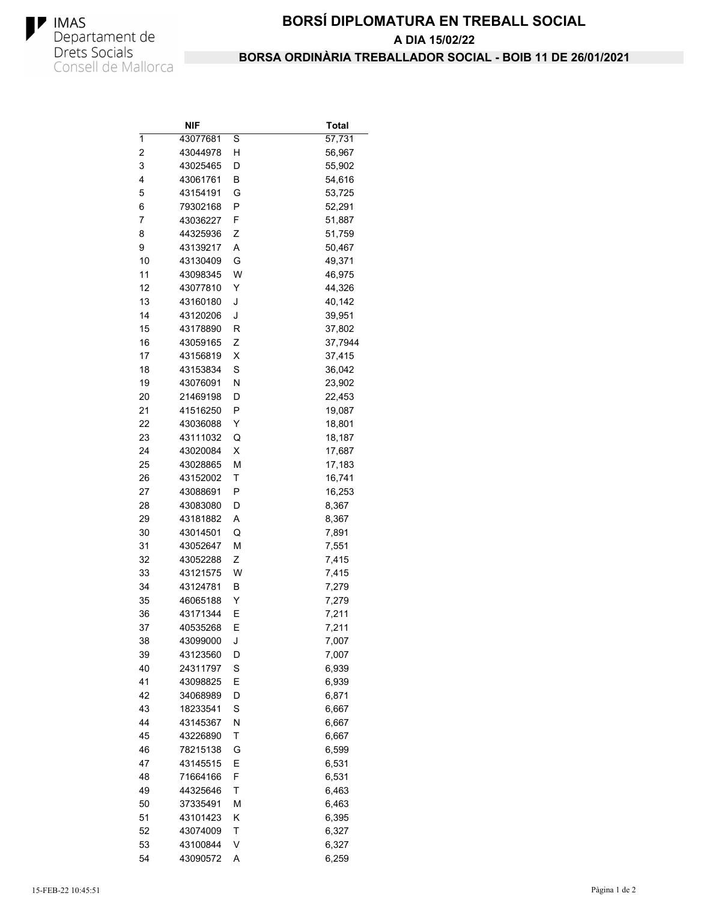IMAS
Departament de Drets Socials
Consell de Mallorca

# BORSÍ DIPLOMATURA EN TREBALL SOCIAL

## A DIA 15/02/22

## BORSA ORDINÀRIA TREBALLADOR SOCIAL - BOIB 11 DE 26/01/2021

| | NIF | | Total |
|---|---|---|---|
| 1 | 43077681 | S | 57,731 |
| 2 | 43044978 | H | 56,967 |
| 3 | 43025465 | D | 55,902 |
| 4 | 43061761 | B | 54,616 |
| 5 | 43154191 | G | 53,725 |
| 6 | 79302168 | P | 52,291 |
| 7 | 43036227 | F | 51,887 |
| 8 | 44325936 | Z | 51,759 |
| 9 | 43139217 | A | 50,467 |
| 10 | 43130409 | G | 49,371 |
| 11 | 43098345 | W | 46,975 |
| 12 | 43077810 | Y | 44,326 |
| 13 | 43160180 | J | 40,142 |
| 14 | 43120206 | J | 39,951 |
| 15 | 43178890 | R | 37,802 |
| 16 | 43059165 | Z | 37,7944 |
| 17 | 43156819 | X | 37,415 |
| 18 | 43153834 | S | 36,042 |
| 19 | 43076091 | N | 23,902 |
| 20 | 21469198 | D | 22,453 |
| 21 | 41516250 | P | 19,087 |
| 22 | 43036088 | Y | 18,801 |
| 23 | 43111032 | Q | 18,187 |
| 24 | 43020084 | X | 17,687 |
| 25 | 43028865 | M | 17,183 |
| 26 | 43152002 | T | 16,741 |
| 27 | 43088691 | P | 16,253 |
| 28 | 43083080 | D | 8,367 |
| 29 | 43181882 | A | 8,367 |
| 30 | 43014501 | Q | 7,891 |
| 31 | 43052647 | M | 7,551 |
| 32 | 43052288 | Z | 7,415 |
| 33 | 43121575 | W | 7,415 |
| 34 | 43124781 | B | 7,279 |
| 35 | 46065188 | Y | 7,279 |
| 36 | 43171344 | E | 7,211 |
| 37 | 40535268 | E | 7,211 |
| 38 | 43099000 | J | 7,007 |
| 39 | 43123560 | D | 7,007 |
| 40 | 24311797 | S | 6,939 |
| 41 | 43098825 | E | 6,939 |
| 42 | 34068989 | D | 6,871 |
| 43 | 18233541 | S | 6,667 |
| 44 | 43145367 | N | 6,667 |
| 45 | 43226890 | T | 6,667 |
| 46 | 78215138 | G | 6,599 |
| 47 | 43145515 | E | 6,531 |
| 48 | 71664166 | F | 6,531 |
| 49 | 44325646 | T | 6,463 |
| 50 | 37335491 | M | 6,463 |
| 51 | 43101423 | K | 6,395 |
| 52 | 43074009 | T | 6,327 |
| 53 | 43100844 | V | 6,327 |
| 54 | 43090572 | A | 6,259 |

15-FEB-22 10:45:51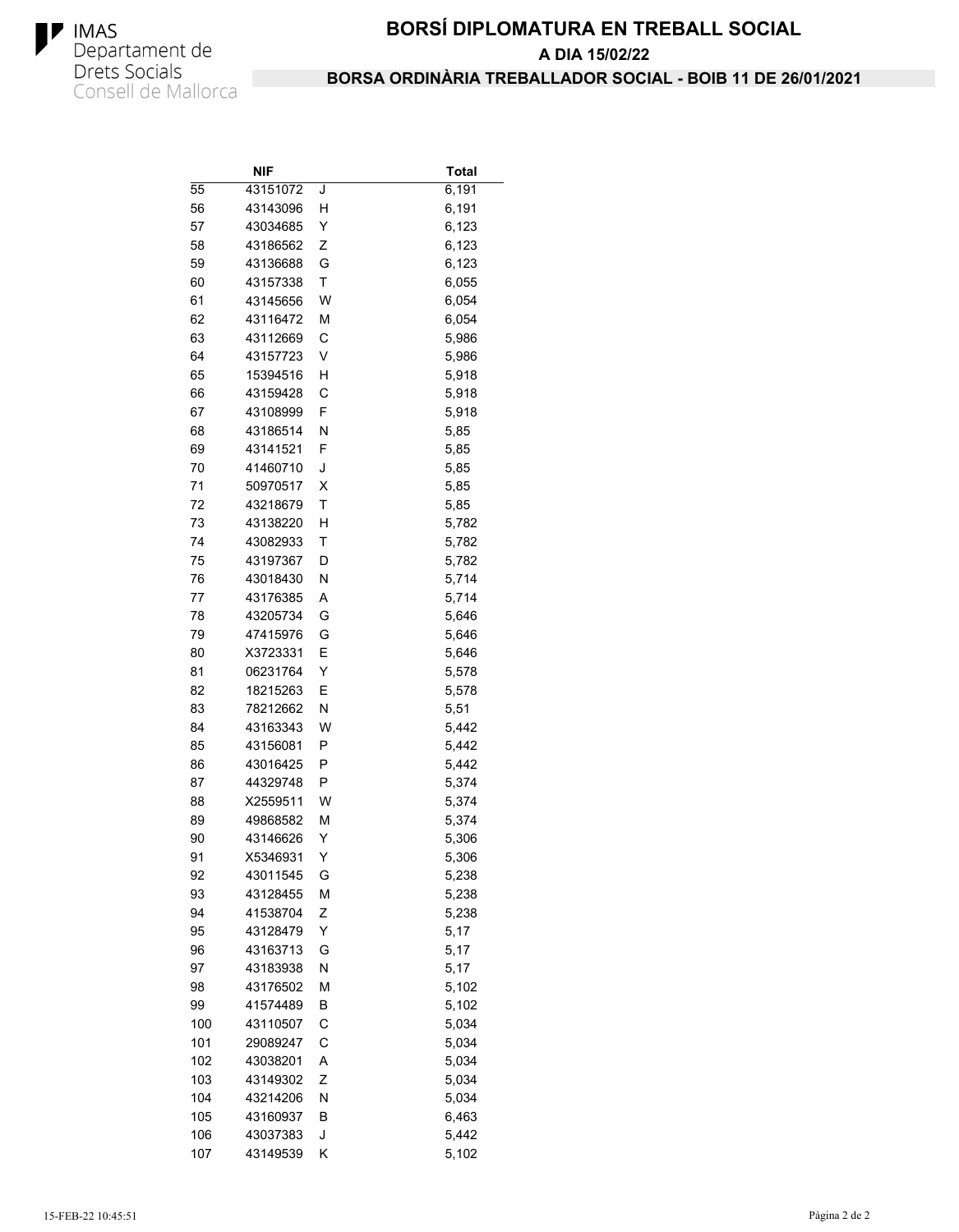IMAS
Departament de
Drets Socials
Consell de Mallorca

# BORSÍ DIPLOMATURA EN TREBALL SOCIAL

## A DIA 15/02/22

## BORSA ORDINÀRIA TREBALLADOR SOCIAL - BOIB 11 DE 26/01/2021

| | NIF | | Total |
|---|---|---|---|
| 55 | 43151072 | J | 6,191 |
| 56 | 43143096 | H | 6,191 |
| 57 | 43034685 | Y | 6,123 |
| 58 | 43186562 | Z | 6,123 |
| 59 | 43136688 | G | 6,123 |
| 60 | 43157338 | T | 6,055 |
| 61 | 43145656 | W | 6,054 |
| 62 | 43116472 | M | 6,054 |
| 63 | 43112669 | C | 5,986 |
| 64 | 43157723 | V | 5,986 |
| 65 | 15394516 | H | 5,918 |
| 66 | 43159428 | C | 5,918 |
| 67 | 43108999 | F | 5,918 |
| 68 | 43186514 | N | 5,85 |
| 69 | 43141521 | F | 5,85 |
| 70 | 41460710 | J | 5,85 |
| 71 | 50970517 | X | 5,85 |
| 72 | 43218679 | T | 5,85 |
| 73 | 43138220 | H | 5,782 |
| 74 | 43082933 | T | 5,782 |
| 75 | 43197367 | D | 5,782 |
| 76 | 43018430 | N | 5,714 |
| 77 | 43176385 | A | 5,714 |
| 78 | 43205734 | G | 5,646 |
| 79 | 47415976 | G | 5,646 |
| 80 | X3723331 | E | 5,646 |
| 81 | 06231764 | Y | 5,578 |
| 82 | 18215263 | E | 5,578 |
| 83 | 78212662 | N | 5,51 |
| 84 | 43163343 | W | 5,442 |
| 85 | 43156081 | P | 5,442 |
| 86 | 43016425 | P | 5,442 |
| 87 | 44329748 | P | 5,374 |
| 88 | X2559511 | W | 5,374 |
| 89 | 49868582 | M | 5,374 |
| 90 | 43146626 | Y | 5,306 |
| 91 | X5346931 | Y | 5,306 |
| 92 | 43011545 | G | 5,238 |
| 93 | 43128455 | M | 5,238 |
| 94 | 41538704 | Z | 5,238 |
| 95 | 43128479 | Y | 5,17 |
| 96 | 43163713 | G | 5,17 |
| 97 | 43183938 | N | 5,17 |
| 98 | 43176502 | M | 5,102 |
| 99 | 41574489 | B | 5,102 |
| 100 | 43110507 | C | 5,034 |
| 101 | 29089247 | C | 5,034 |
| 102 | 43038201 | A | 5,034 |
| 103 | 43149302 | Z | 5,034 |
| 104 | 43214206 | N | 5,034 |
| 105 | 43160937 | B | 6,463 |
| 106 | 43037383 | J | 5,442 |
| 107 | 43149539 | K | 5,102 |

15-FEB-22 10:45:51